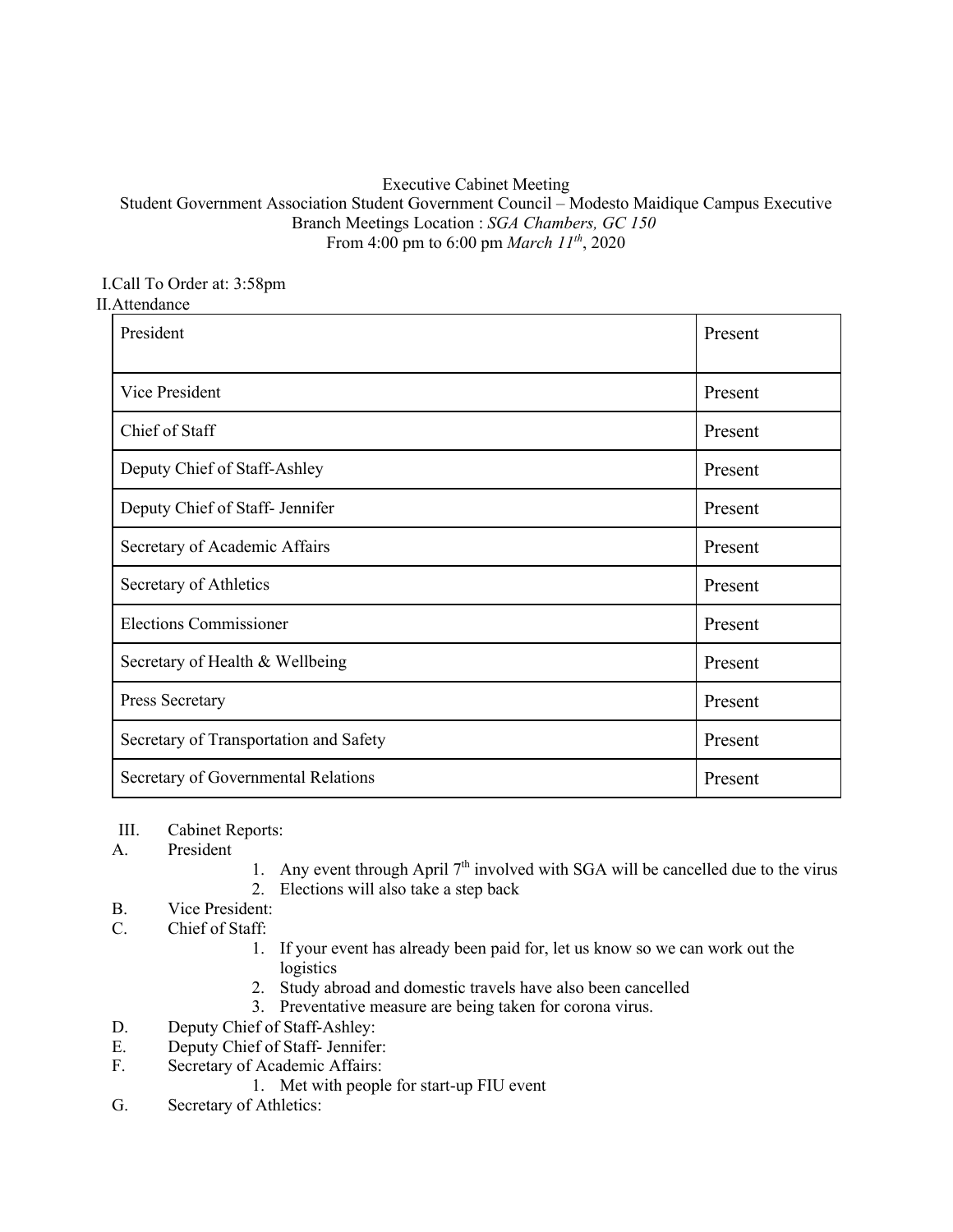Executive Cabinet Meeting
Student Government Association Student Government Council – Modesto Maidique Campus Executive Branch Meetings Location : *SGA Chambers, GC 150*
From 4:00 pm to 6:00 pm *March 11th*, 2020

I. Call To Order at: 3:58pm

II. Attendance

| | |
|---|---|
| President | Present |
| Vice President | Present |
| Chief of Staff | Present |
| Deputy Chief of Staff-Ashley | Present |
| Deputy Chief of Staff- Jennifer | Present |
| Secretary of Academic Affairs | Present |
| Secretary of Athletics | Present |
| Elections Commissioner | Present |
| Secretary of Health & Wellbeing | Present |
| Press Secretary | Present |
| Secretary of Transportation and Safety | Present |
| Secretary of Governmental Relations | Present |

III. Cabinet Reports:

A. President
1. Any event through April 7th involved with SGA will be cancelled due to the virus
2. Elections will also take a step back

B. Vice President:

C. Chief of Staff:
1. If your event has already been paid for, let us know so we can work out the logistics
2. Study abroad and domestic travels have also been cancelled
3. Preventative measure are being taken for corona virus.

D. Deputy Chief of Staff-Ashley:

E. Deputy Chief of Staff- Jennifer:

F. Secretary of Academic Affairs:
1. Met with people for start-up FIU event

G. Secretary of Athletics: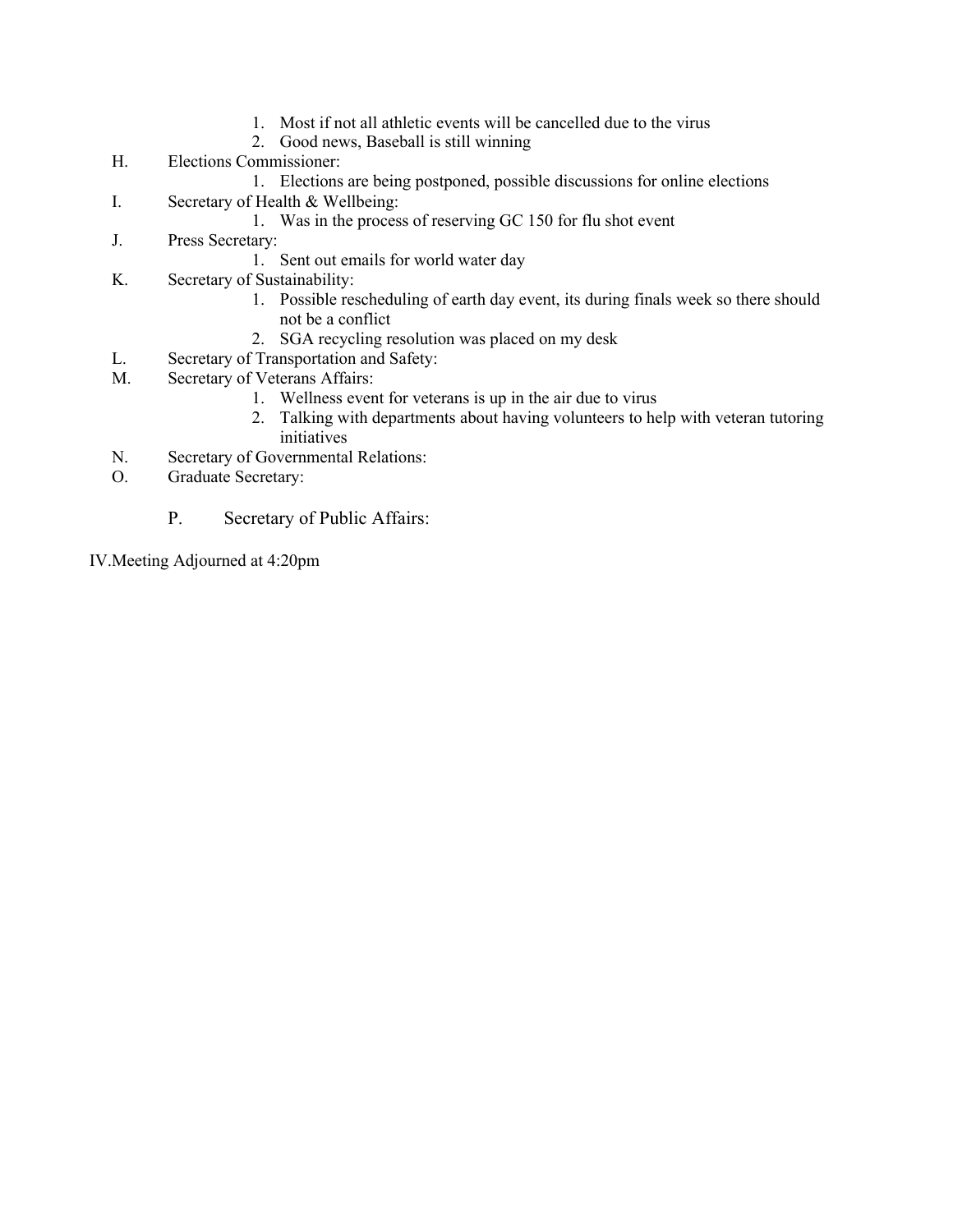1. Most if not all athletic events will be cancelled due to the virus
2. Good news, Baseball is still winning

H. Elections Commissioner:

1. Elections are being postponed, possible discussions for online elections

I. Secretary of Health & Wellbeing:

1. Was in the process of reserving GC 150 for flu shot event

J. Press Secretary:

1. Sent out emails for world water day

K. Secretary of Sustainability:

1. Possible rescheduling of earth day event, its during finals week so there should not be a conflict
2. SGA recycling resolution was placed on my desk

L. Secretary of Transportation and Safety:

M. Secretary of Veterans Affairs:

1. Wellness event for veterans is up in the air due to virus
2. Talking with departments about having volunteers to help with veteran tutoring initiatives

N. Secretary of Governmental Relations:

O. Graduate Secretary:

P. Secretary of Public Affairs:

IV. Meeting Adjourned at 4:20pm